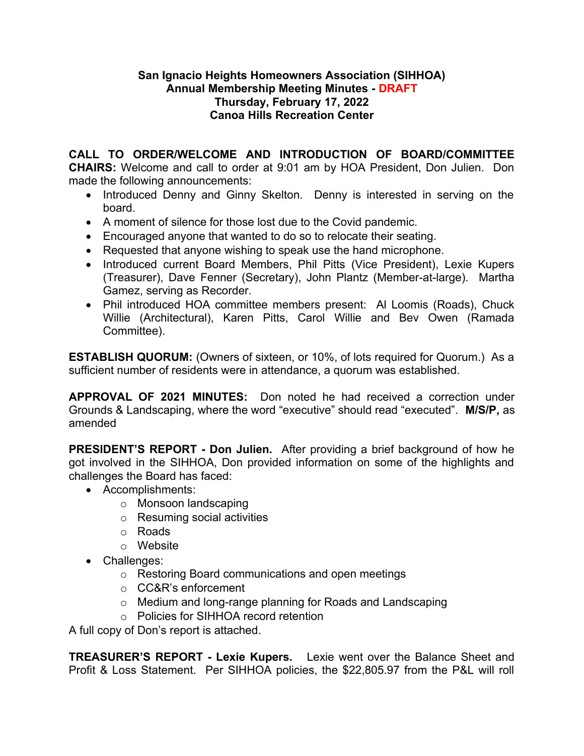**San Ignacio Heights Homeowners Association (SIHHOA)**
**Annual Membership Meeting Minutes - DRAFT**
**Thursday, February 17, 2022**
**Canoa Hills Recreation Center**

**CALL TO ORDER/WELCOME AND INTRODUCTION OF BOARD/COMMITTEE CHAIRS:** Welcome and call to order at 9:01 am by HOA President, Don Julien. Don made the following announcements:

- Introduced Denny and Ginny Skelton. Denny is interested in serving on the board.
- A moment of silence for those lost due to the Covid pandemic.
- Encouraged anyone that wanted to do so to relocate their seating.
- Requested that anyone wishing to speak use the hand microphone.
- Introduced current Board Members, Phil Pitts (Vice President), Lexie Kupers (Treasurer), Dave Fenner (Secretary), John Plantz (Member-at-large). Martha Gamez, serving as Recorder.
- Phil introduced HOA committee members present: Al Loomis (Roads), Chuck Willie (Architectural), Karen Pitts, Carol Willie and Bev Owen (Ramada Committee).

**ESTABLISH QUORUM:** (Owners of sixteen, or 10%, of lots required for Quorum.) As a sufficient number of residents were in attendance, a quorum was established.

**APPROVAL OF 2021 MINUTES:** Don noted he had received a correction under Grounds & Landscaping, where the word "executive" should read "executed". **M/S/P,** as amended

**PRESIDENT'S REPORT - Don Julien.** After providing a brief background of how he got involved in the SIHHOA, Don provided information on some of the highlights and challenges the Board has faced:

- Accomplishments:
  - Monsoon landscaping
  - Resuming social activities
  - Roads
  - Website
- Challenges:
  - Restoring Board communications and open meetings
  - CC&R's enforcement
  - Medium and long-range planning for Roads and Landscaping
  - Policies for SIHHOA record retention

A full copy of Don's report is attached.

**TREASURER'S REPORT - Lexie Kupers.** Lexie went over the Balance Sheet and Profit & Loss Statement. Per SIHHOA policies, the $22,805.97 from the P&L will roll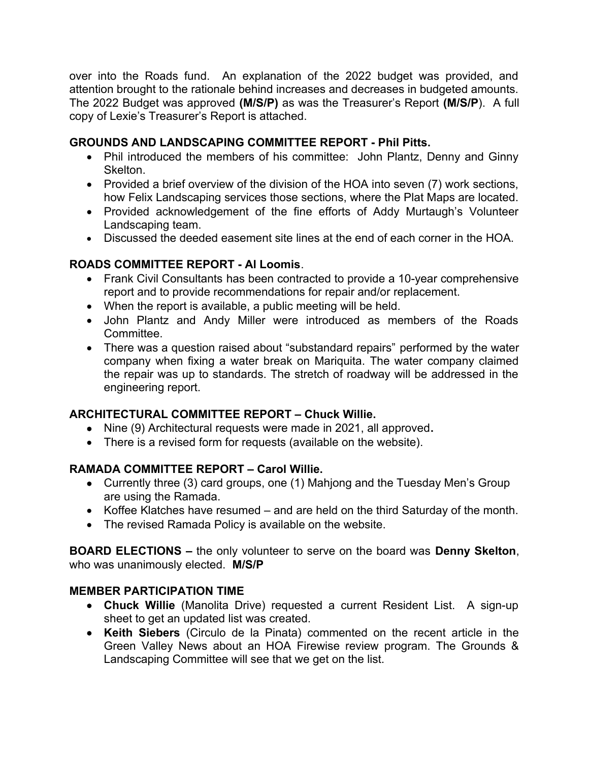over into the Roads fund. An explanation of the 2022 budget was provided, and attention brought to the rationale behind increases and decreases in budgeted amounts. The 2022 Budget was approved **(M/S/P)** as was the Treasurer's Report **(M/S/P**). A full copy of Lexie's Treasurer's Report is attached.

**GROUNDS AND LANDSCAPING COMMITTEE REPORT - Phil Pitts.**

- Phil introduced the members of his committee: John Plantz, Denny and Ginny Skelton.
- Provided a brief overview of the division of the HOA into seven (7) work sections, how Felix Landscaping services those sections, where the Plat Maps are located.
- Provided acknowledgement of the fine efforts of Addy Murtaugh's Volunteer Landscaping team.
- Discussed the deeded easement site lines at the end of each corner in the HOA.

**ROADS COMMITTEE REPORT - Al Loomis**.

- Frank Civil Consultants has been contracted to provide a 10-year comprehensive report and to provide recommendations for repair and/or replacement.
- When the report is available, a public meeting will be held.
- John Plantz and Andy Miller were introduced as members of the Roads Committee.
- There was a question raised about "substandard repairs" performed by the water company when fixing a water break on Mariquita. The water company claimed the repair was up to standards. The stretch of roadway will be addressed in the engineering report.

**ARCHITECTURAL COMMITTEE REPORT – Chuck Willie.**

- Nine (9) Architectural requests were made in 2021, all approved**.**
- There is a revised form for requests (available on the website).

**RAMADA COMMITTEE REPORT – Carol Willie.**

- Currently three (3) card groups, one (1) Mahjong and the Tuesday Men's Group are using the Ramada.
- Koffee Klatches have resumed – and are held on the third Saturday of the month.
- The revised Ramada Policy is available on the website.

**BOARD ELECTIONS –** the only volunteer to serve on the board was **Denny Skelton**, who was unanimously elected. **M/S/P**

**MEMBER PARTICIPATION TIME**

- **Chuck Willie** (Manolita Drive) requested a current Resident List. A sign-up sheet to get an updated list was created.
- **Keith Siebers** (Circulo de la Pinata) commented on the recent article in the Green Valley News about an HOA Firewise review program. The Grounds & Landscaping Committee will see that we get on the list.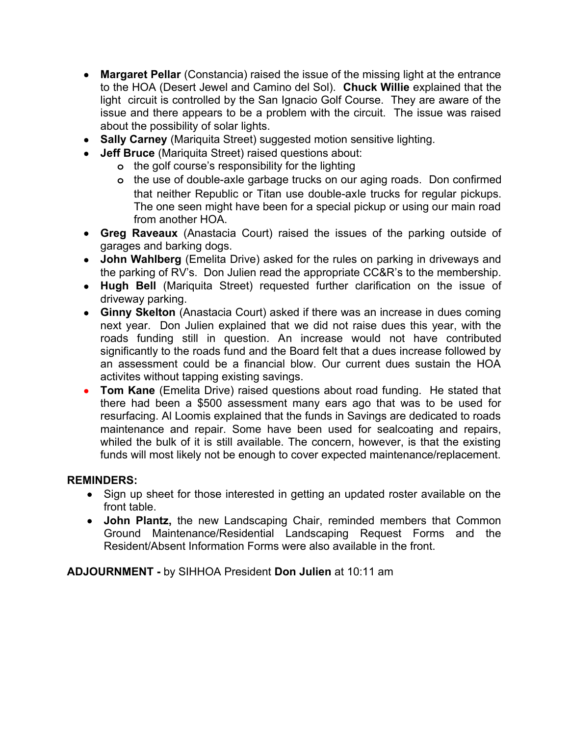- **Margaret Pellar** (Constancia) raised the issue of the missing light at the entrance to the HOA (Desert Jewel and Camino del Sol). **Chuck Willie** explained that the light circuit is controlled by the San Ignacio Golf Course. They are aware of the issue and there appears to be a problem with the circuit. The issue was raised about the possibility of solar lights.
- **Sally Carney** (Mariquita Street) suggested motion sensitive lighting.
- **Jeff Bruce** (Mariquita Street) raised questions about:
  - the golf course's responsibility for the lighting
  - the use of double-axle garbage trucks on our aging roads. Don confirmed that neither Republic or Titan use double-axle trucks for regular pickups. The one seen might have been for a special pickup or using our main road from another HOA.
- **Greg Raveaux** (Anastacia Court) raised the issues of the parking outside of garages and barking dogs.
- **John Wahlberg** (Emelita Drive) asked for the rules on parking in driveways and the parking of RV's. Don Julien read the appropriate CC&R's to the membership.
- **Hugh Bell** (Mariquita Street) requested further clarification on the issue of driveway parking.
- **Ginny Skelton** (Anastacia Court) asked if there was an increase in dues coming next year. Don Julien explained that we did not raise dues this year, with the roads funding still in question. An increase would not have contributed significantly to the roads fund and the Board felt that a dues increase followed by an assessment could be a financial blow. Our current dues sustain the HOA activites without tapping existing savings.
- **Tom Kane** (Emelita Drive) raised questions about road funding. He stated that there had been a $500 assessment many ears ago that was to be used for resurfacing. Al Loomis explained that the funds in Savings are dedicated to roads maintenance and repair. Some have been used for sealcoating and repairs, whiled the bulk of it is still available. The concern, however, is that the existing funds will most likely not be enough to cover expected maintenance/replacement.

**REMINDERS:**

- Sign up sheet for those interested in getting an updated roster available on the front table.
- **John Plantz,** the new Landscaping Chair, reminded members that Common Ground Maintenance/Residential Landscaping Request Forms and the Resident/Absent Information Forms were also available in the front.

**ADJOURNMENT -** by SIHHOA President **Don Julien** at 10:11 am